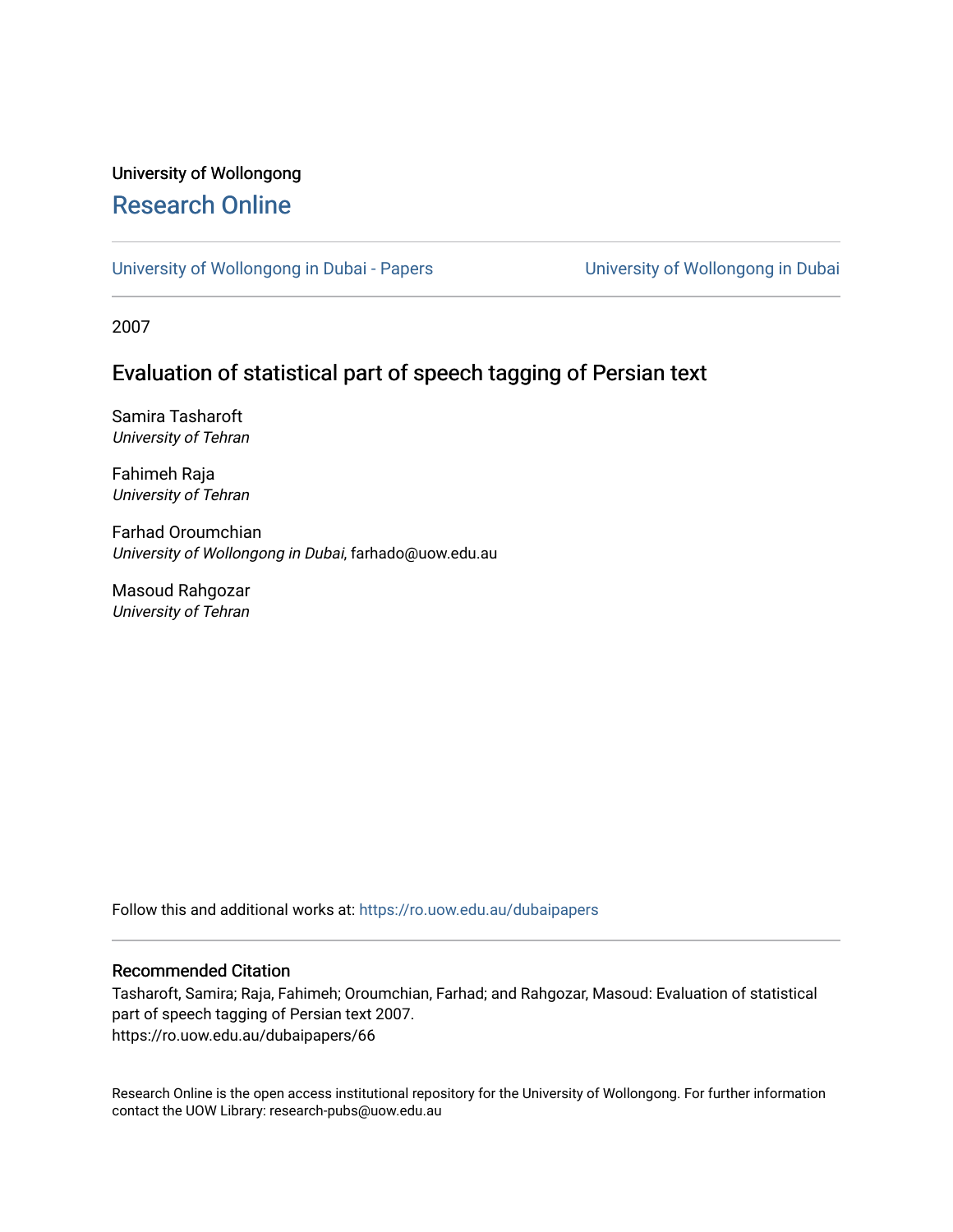University of Wollongong

# Research Online

University of Wollongong in Dubai - Papers | University of Wollongong in Dubai

2007

## Evaluation of statistical part of speech tagging of Persian text

Samira Tasharoft
*University of Tehran*

Fahimeh Raja
*University of Tehran*

Farhad Oroumchian
*University of Wollongong in Dubai*, farhado@uow.edu.au

Masoud Rahgozar
*University of Tehran*

Follow this and additional works at: https://ro.uow.edu.au/dubaipapers

### Recommended Citation

Tasharoft, Samira; Raja, Fahimeh; Oroumchian, Farhad; and Rahgozar, Masoud: Evaluation of statistical part of speech tagging of Persian text 2007.
https://ro.uow.edu.au/dubaipapers/66

Research Online is the open access institutional repository for the University of Wollongong. For further information contact the UOW Library: research-pubs@uow.edu.au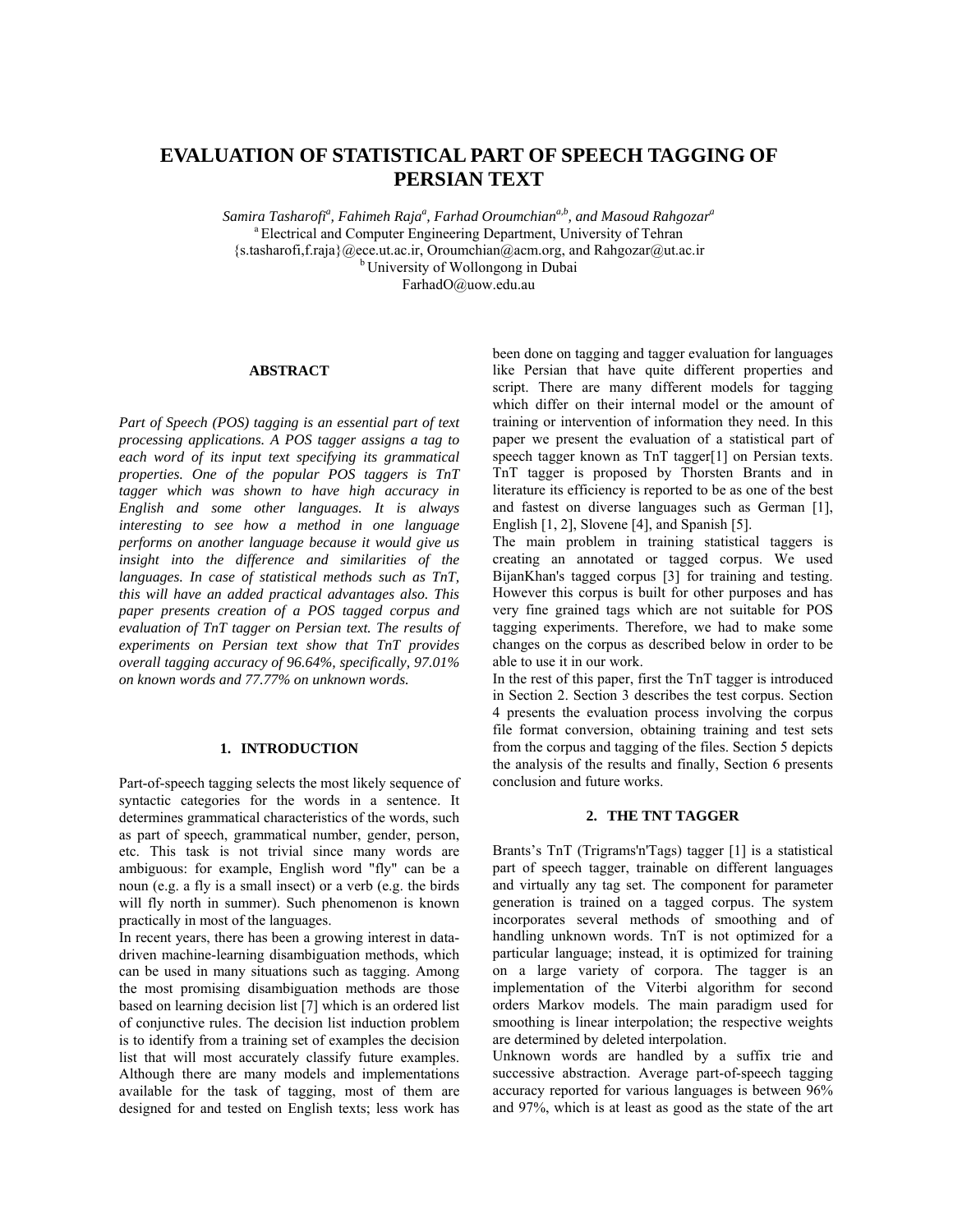# EVALUATION OF STATISTICAL PART OF SPEECH TAGGING OF PERSIAN TEXT

*Samira Tasharofi[a], Fahimeh Raja[a], Farhad Oroumchian[a,b], and Masoud Rahgozar[a]*

[a] Electrical and Computer Engineering Department, University of Tehran

{s.tasharofi,f.raja}@ece.ut.ac.ir, Oroumchian@acm.org, and Rahgozar@ut.ac.ir

[b] University of Wollongong in Dubai

FarhadO@uow.edu.au

### ABSTRACT

*Part of Speech (POS) tagging is an essential part of text processing applications. A POS tagger assigns a tag to each word of its input text specifying its grammatical properties. One of the popular POS taggers is TnT tagger which was shown to have high accuracy in English and some other languages. It is always interesting to see how a method in one language performs on another language because it would give us insight into the difference and similarities of the languages. In case of statistical methods such as TnT, this will have an added practical advantages also. This paper presents creation of a POS tagged corpus and evaluation of TnT tagger on Persian text. The results of experiments on Persian text show that TnT provides overall tagging accuracy of 96.64%, specifically, 97.01% on known words and 77.77% on unknown words.*

## 1. INTRODUCTION

Part-of-speech tagging selects the most likely sequence of syntactic categories for the words in a sentence. It determines grammatical characteristics of the words, such as part of speech, grammatical number, gender, person, etc. This task is not trivial since many words are ambiguous: for example, English word "fly" can be a noun (e.g. a fly is a small insect) or a verb (e.g. the birds will fly north in summer). Such phenomenon is known practically in most of the languages.

In recent years, there has been a growing interest in data-driven machine-learning disambiguation methods, which can be used in many situations such as tagging. Among the most promising disambiguation methods are those based on learning decision list [7] which is an ordered list of conjunctive rules. The decision list induction problem is to identify from a training set of examples the decision list that will most accurately classify future examples. Although there are many models and implementations available for the task of tagging, most of them are designed for and tested on English texts; less work has been done on tagging and tagger evaluation for languages like Persian that have quite different properties and script. There are many different models for tagging which differ on their internal model or the amount of training or intervention of information they need. In this paper we present the evaluation of a statistical part of speech tagger known as TnT tagger[1] on Persian texts. TnT tagger is proposed by Thorsten Brants and in literature its efficiency is reported to be as one of the best and fastest on diverse languages such as German [1], English [1, 2], Slovene [4], and Spanish [5].

The main problem in training statistical taggers is creating an annotated or tagged corpus. We used BijanKhan's tagged corpus [3] for training and testing. However this corpus is built for other purposes and has very fine grained tags which are not suitable for POS tagging experiments. Therefore, we had to make some changes on the corpus as described below in order to be able to use it in our work.

In the rest of this paper, first the TnT tagger is introduced in Section 2. Section 3 describes the test corpus. Section 4 presents the evaluation process involving the corpus file format conversion, obtaining training and test sets from the corpus and tagging of the files. Section 5 depicts the analysis of the results and finally, Section 6 presents conclusion and future works.

## 2. THE TNT TAGGER

Brants's TnT (Trigrams'n'Tags) tagger [1] is a statistical part of speech tagger, trainable on different languages and virtually any tag set. The component for parameter generation is trained on a tagged corpus. The system incorporates several methods of smoothing and of handling unknown words. TnT is not optimized for a particular language; instead, it is optimized for training on a large variety of corpora. The tagger is an implementation of the Viterbi algorithm for second orders Markov models. The main paradigm used for smoothing is linear interpolation; the respective weights are determined by deleted interpolation.

Unknown words are handled by a suffix trie and successive abstraction. Average part-of-speech tagging accuracy reported for various languages is between 96% and 97%, which is at least as good as the state of the art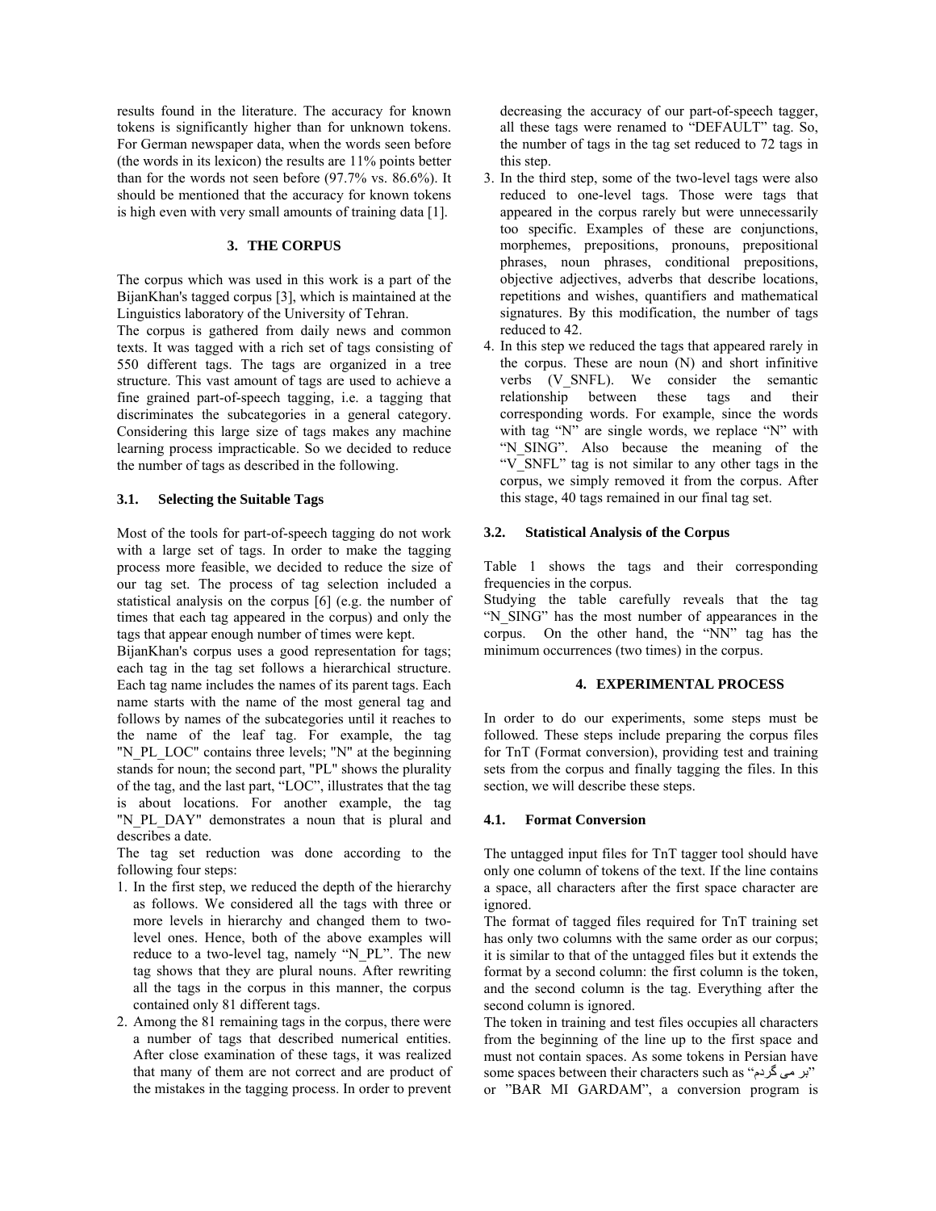results found in the literature. The accuracy for known tokens is significantly higher than for unknown tokens. For German newspaper data, when the words seen before (the words in its lexicon) the results are 11% points better than for the words not seen before (97.7% vs. 86.6%). It should be mentioned that the accuracy for known tokens is high even with very small amounts of training data [1].

## 3. THE CORPUS

The corpus which was used in this work is a part of the BijanKhan's tagged corpus [3], which is maintained at the Linguistics laboratory of the University of Tehran.

The corpus is gathered from daily news and common texts. It was tagged with a rich set of tags consisting of 550 different tags. The tags are organized in a tree structure. This vast amount of tags are used to achieve a fine grained part-of-speech tagging, i.e. a tagging that discriminates the subcategories in a general category. Considering this large size of tags makes any machine learning process impracticable. So we decided to reduce the number of tags as described in the following.

### 3.1. Selecting the Suitable Tags

Most of the tools for part-of-speech tagging do not work with a large set of tags. In order to make the tagging process more feasible, we decided to reduce the size of our tag set. The process of tag selection included a statistical analysis on the corpus [6] (e.g. the number of times that each tag appeared in the corpus) and only the tags that appear enough number of times were kept.

BijanKhan's corpus uses a good representation for tags; each tag in the tag set follows a hierarchical structure. Each tag name includes the names of its parent tags. Each name starts with the name of the most general tag and follows by names of the subcategories until it reaches to the name of the leaf tag. For example, the tag "N_PL_LOC" contains three levels; "N" at the beginning stands for noun; the second part, "PL" shows the plurality of the tag, and the last part, "LOC", illustrates that the tag is about locations. For another example, the tag "N_PL_DAY" demonstrates a noun that is plural and describes a date.

The tag set reduction was done according to the following four steps:

1. In the first step, we reduced the depth of the hierarchy as follows. We considered all the tags with three or more levels in hierarchy and changed them to two-level ones. Hence, both of the above examples will reduce to a two-level tag, namely "N_PL". The new tag shows that they are plural nouns. After rewriting all the tags in the corpus in this manner, the corpus contained only 81 different tags.
2. Among the 81 remaining tags in the corpus, there were a number of tags that described numerical entities. After close examination of these tags, it was realized that many of them are not correct and are product of the mistakes in the tagging process. In order to prevent decreasing the accuracy of our part-of-speech tagger, all these tags were renamed to "DEFAULT" tag. So, the number of tags in the tag set reduced to 72 tags in this step.
3. In the third step, some of the two-level tags were also reduced to one-level tags. Those were tags that appeared in the corpus rarely but were unnecessarily too specific. Examples of these are conjunctions, morphemes, prepositions, pronouns, prepositional phrases, noun phrases, conditional prepositions, objective adjectives, adverbs that describe locations, repetitions and wishes, quantifiers and mathematical signatures. By this modification, the number of tags reduced to 42.
4. In this step we reduced the tags that appeared rarely in the corpus. These are noun (N) and short infinitive verbs (V_SNFL). We consider the semantic relationship between these tags and their corresponding words. For example, since the words with tag "N" are single words, we replace "N" with "N_SING". Also because the meaning of the "V_SNFL" tag is not similar to any other tags in the corpus, we simply removed it from the corpus. After this stage, 40 tags remained in our final tag set.

### 3.2. Statistical Analysis of the Corpus

Table 1 shows the tags and their corresponding frequencies in the corpus.

Studying the table carefully reveals that the tag "N_SING" has the most number of appearances in the corpus. On the other hand, the "NN" tag has the minimum occurrences (two times) in the corpus.

## 4. EXPERIMENTAL PROCESS

In order to do our experiments, some steps must be followed. These steps include preparing the corpus files for TnT (Format conversion), providing test and training sets from the corpus and finally tagging the files. In this section, we will describe these steps.

### 4.1. Format Conversion

The untagged input files for TnT tagger tool should have only one column of tokens of the text. If the line contains a space, all characters after the first space character are ignored.

The format of tagged files required for TnT training set has only two columns with the same order as our corpus; it is similar to that of the untagged files but it extends the format by a second column: the first column is the token, and the second column is the tag. Everything after the second column is ignored.

The token in training and test files occupies all characters from the beginning of the line up to the first space and must not contain spaces. As some tokens in Persian have some spaces between their characters such as "بر می گردم" or "BAR MI GARDAM", a conversion program is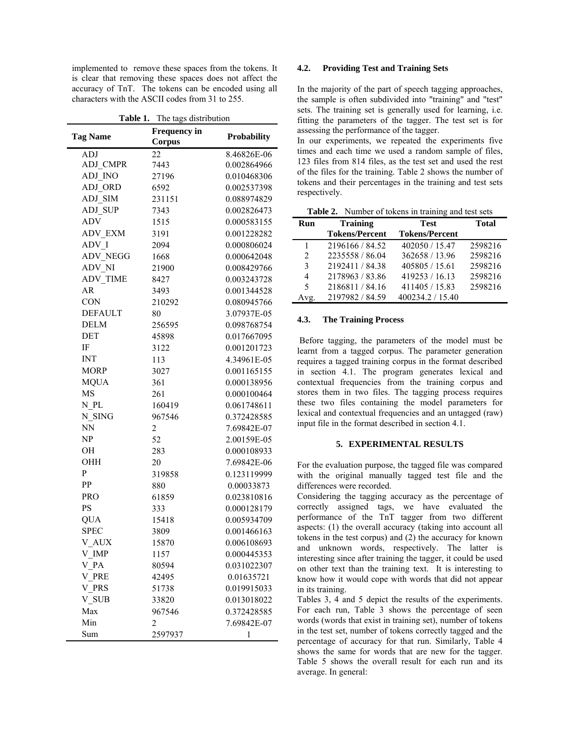implemented to remove these spaces from the tokens. It is clear that removing these spaces does not affect the accuracy of TnT. The tokens can be encoded using all characters with the ASCII codes from 31 to 255.

**Table 1.** The tags distribution

| Tag Name | Frequency in Corpus | Probability |
|---|---|---|
| ADJ | 22 | 8.46826E-06 |
| ADJ_CMPR | 7443 | 0.002864966 |
| ADJ_INO | 27196 | 0.010468306 |
| ADJ_ORD | 6592 | 0.002537398 |
| ADJ_SIM | 231151 | 0.088974829 |
| ADJ_SUP | 7343 | 0.002826473 |
| ADV | 1515 | 0.000583155 |
| ADV_EXM | 3191 | 0.001228282 |
| ADV_I | 2094 | 0.000806024 |
| ADV_NEGG | 1668 | 0.000642048 |
| ADV_NI | 21900 | 0.008429766 |
| ADV_TIME | 8427 | 0.003243728 |
| AR | 3493 | 0.001344528 |
| CON | 210292 | 0.080945766 |
| DEFAULT | 80 | 3.07937E-05 |
| DELM | 256595 | 0.098768754 |
| DET | 45898 | 0.017667095 |
| IF | 3122 | 0.001201723 |
| INT | 113 | 4.34961E-05 |
| MORP | 3027 | 0.001165155 |
| MQUA | 361 | 0.000138956 |
| MS | 261 | 0.000100464 |
| N_PL | 160419 | 0.061748611 |
| N_SING | 967546 | 0.372428585 |
| NN | 2 | 7.69842E-07 |
| NP | 52 | 2.00159E-05 |
| OH | 283 | 0.000108933 |
| OHH | 20 | 7.69842E-06 |
| P | 319858 | 0.123119999 |
| PP | 880 | 0.00033873 |
| PRO | 61859 | 0.023810816 |
| PS | 333 | 0.000128179 |
| QUA | 15418 | 0.005934709 |
| SPEC | 3809 | 0.001466163 |
| V_AUX | 15870 | 0.006108693 |
| V_IMP | 1157 | 0.000445353 |
| V_PA | 80594 | 0.031022307 |
| V_PRE | 42495 | 0.01635721 |
| V_PRS | 51738 | 0.019915033 |
| V_SUB | 33820 | 0.013018022 |
| Max | 967546 | 0.372428585 |
| Min | 2 | 7.69842E-07 |
| Sum | 2597937 | 1 |

### 4.2. Providing Test and Training Sets

In the majority of the part of speech tagging approaches, the sample is often subdivided into "training" and "test" sets. The training set is generally used for learning, i.e. fitting the parameters of the tagger. The test set is for assessing the performance of the tagger.

In our experiments, we repeated the experiments five times and each time we used a random sample of files, 123 files from 814 files, as the test set and used the rest of the files for the training. Table 2 shows the number of tokens and their percentages in the training and test sets respectively.

**Table 2.** Number of tokens in training and test sets

| Run | Training Tokens/Percent | Test Tokens/Percent | Total |
|---|---|---|---|
| 1 | 2196166 / 84.52 | 402050 / 15.47 | 2598216 |
| 2 | 2235558 / 86.04 | 362658 / 13.96 | 2598216 |
| 3 | 2192411 / 84.38 | 405805 / 15.61 | 2598216 |
| 4 | 2178963 / 83.86 | 419253 / 16.13 | 2598216 |
| 5 | 2186811 / 84.16 | 411405 / 15.83 | 2598216 |
| Avg. | 2197982 / 84.59 | 400234.2 / 15.40 | |

### 4.3. The Training Process

Before tagging, the parameters of the model must be learnt from a tagged corpus. The parameter generation requires a tagged training corpus in the format described in section 4.1. The program generates lexical and contextual frequencies from the training corpus and stores them in two files. The tagging process requires these two files containing the model parameters for lexical and contextual frequencies and an untagged (raw) input file in the format described in section 4.1.

## 5. EXPERIMENTAL RESULTS

For the evaluation purpose, the tagged file was compared with the original manually tagged test file and the differences were recorded.

Considering the tagging accuracy as the percentage of correctly assigned tags, we have evaluated the performance of the TnT tagger from two different aspects: (1) the overall accuracy (taking into account all tokens in the test corpus) and (2) the accuracy for known and unknown words, respectively. The latter is interesting since after training the tagger, it could be used on other text than the training text. It is interesting to know how it would cope with words that did not appear in its training.

Tables 3, 4 and 5 depict the results of the experiments. For each run, Table 3 shows the percentage of seen words (words that exist in training set), number of tokens in the test set, number of tokens correctly tagged and the percentage of accuracy for that run. Similarly, Table 4 shows the same for words that are new for the tagger. Table 5 shows the overall result for each run and its average. In general: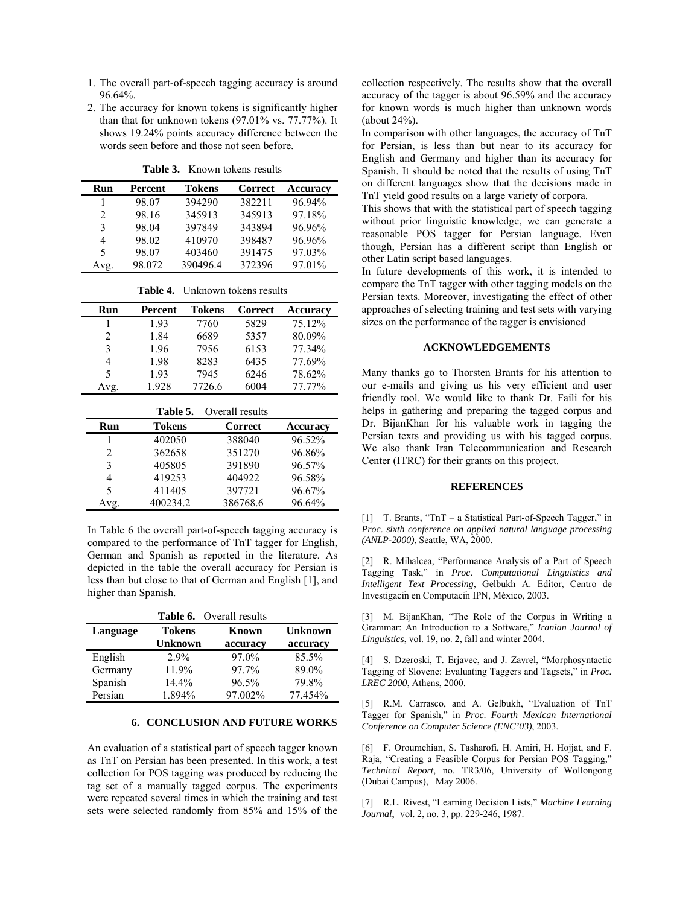1. The overall part-of-speech tagging accuracy is around 96.64%.
2. The accuracy for known tokens is significantly higher than that for unknown tokens (97.01% vs. 77.77%). It shows 19.24% points accuracy difference between the words seen before and those not seen before.

**Table 3.** Known tokens results

| Run | Percent | Tokens | Correct | Accuracy |
|---|---|---|---|---|
| 1 | 98.07 | 394290 | 382211 | 96.94% |
| 2 | 98.16 | 345913 | 345913 | 97.18% |
| 3 | 98.04 | 397849 | 343894 | 96.96% |
| 4 | 98.02 | 410970 | 398487 | 96.96% |
| 5 | 98.07 | 403460 | 391475 | 97.03% |
| Avg. | 98.072 | 390496.4 | 372396 | 97.01% |

**Table 4.** Unknown tokens results

| Run | Percent | Tokens | Correct | Accuracy |
|---|---|---|---|---|
| 1 | 1.93 | 7760 | 5829 | 75.12% |
| 2 | 1.84 | 6689 | 5357 | 80.09% |
| 3 | 1.96 | 7956 | 6153 | 77.34% |
| 4 | 1.98 | 8283 | 6435 | 77.69% |
| 5 | 1.93 | 7945 | 6246 | 78.62% |
| Avg. | 1.928 | 7726.6 | 6004 | 77.77% |

**Table 5.** Overall results

| Run | Tokens | Correct | Accuracy |
|---|---|---|---|
| 1 | 402050 | 388040 | 96.52% |
| 2 | 362658 | 351270 | 96.86% |
| 3 | 405805 | 391890 | 96.57% |
| 4 | 419253 | 404922 | 96.58% |
| 5 | 411405 | 397721 | 96.67% |
| Avg. | 400234.2 | 386768.6 | 96.64% |

In Table 6 the overall part-of-speech tagging accuracy is compared to the performance of TnT tagger for English, German and Spanish as reported in the literature. As depicted in the table the overall accuracy for Persian is less than but close to that of German and English [1], and higher than Spanish.

**Table 6.** Overall results

| Language | Tokens Unknown | Known accuracy | Unknown accuracy |
|---|---|---|---|
| English | 2.9% | 97.0% | 85.5% |
| Germany | 11.9% | 97.7% | 89.0% |
| Spanish | 14.4% | 96.5% | 79.8% |
| Persian | 1.894% | 97.002% | 77.454% |

## 6. CONCLUSION AND FUTURE WORKS

An evaluation of a statistical part of speech tagger known as TnT on Persian has been presented. In this work, a test collection for POS tagging was produced by reducing the tag set of a manually tagged corpus. The experiments were repeated several times in which the training and test sets were selected randomly from 85% and 15% of the collection respectively. The results show that the overall accuracy of the tagger is about 96.59% and the accuracy for known words is much higher than unknown words (about 24%).

In comparison with other languages, the accuracy of TnT for Persian, is less than but near to its accuracy for English and Germany and higher than its accuracy for Spanish. It should be noted that the results of using TnT on different languages show that the decisions made in TnT yield good results on a large variety of corpora.

This shows that with the statistical part of speech tagging without prior linguistic knowledge, we can generate a reasonable POS tagger for Persian language. Even though, Persian has a different script than English or other Latin script based languages.

In future developments of this work, it is intended to compare the TnT tagger with other tagging models on the Persian texts. Moreover, investigating the effect of other approaches of selecting training and test sets with varying sizes on the performance of the tagger is envisioned

## ACKNOWLEDGEMENTS

Many thanks go to Thorsten Brants for his attention to our e-mails and giving us his very efficient and user friendly tool. We would like to thank Dr. Faili for his helps in gathering and preparing the tagged corpus and Dr. BijanKhan for his valuable work in tagging the Persian texts and providing us with his tagged corpus. We also thank Iran Telecommunication and Research Center (ITRC) for their grants on this project.

## REFERENCES

[1] T. Brants, "TnT – a Statistical Part-of-Speech Tagger," in *Proc. sixth conference on applied natural language processing (ANLP-2000)*, Seattle, WA, 2000.

[2] R. Mihalcea, "Performance Analysis of a Part of Speech Tagging Task," in *Proc. Computational Linguistics and Intelligent Text Processing*, Gelbukh A. Editor, Centro de Investigacin en Computacin IPN, México, 2003.

[3] M. BijanKhan, "The Role of the Corpus in Writing a Grammar: An Introduction to a Software," *Iranian Journal of Linguistics*, vol. 19, no. 2, fall and winter 2004.

[4] S. Dzeroski, T. Erjavec, and J. Zavrel, "Morphosyntactic Tagging of Slovene: Evaluating Taggers and Tagsets," in *Proc. LREC 2000*, Athens, 2000.

[5] R.M. Carrasco, and A. Gelbukh, "Evaluation of TnT Tagger for Spanish," in *Proc. Fourth Mexican International Conference on Computer Science (ENC'03)*, 2003.

[6] F. Oroumchian, S. Tasharofi, H. Amiri, H. Hojjat, and F. Raja, "Creating a Feasible Corpus for Persian POS Tagging," *Technical Report*, no. TR3/06, University of Wollongong (Dubai Campus), May 2006.

[7] R.L. Rivest, "Learning Decision Lists," *Machine Learning Journal*, vol. 2, no. 3, pp. 229-246, 1987.